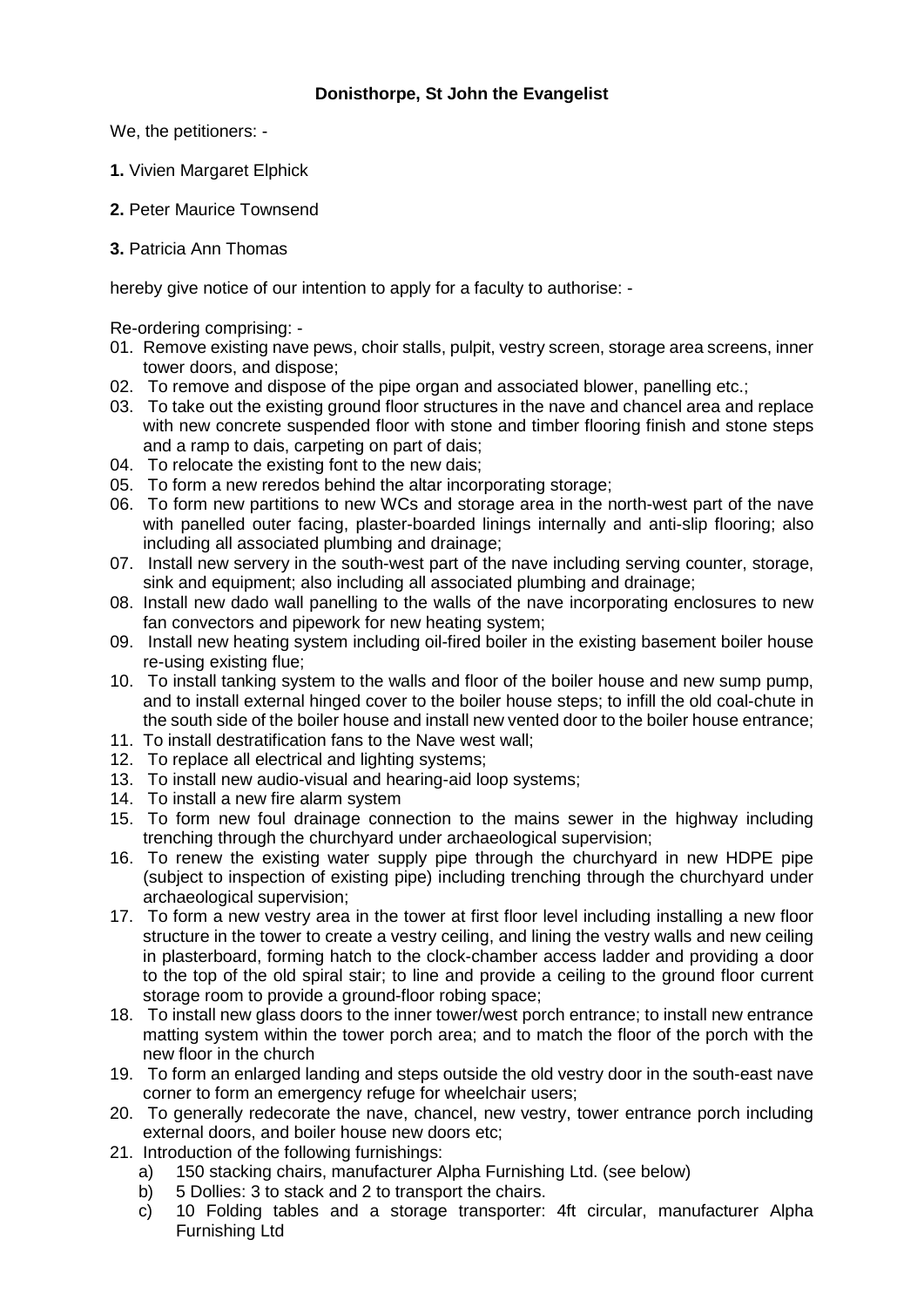**Donisthorpe, St John the Evangelist**

We, the petitioners: -

**1.** Vivien Margaret Elphick

**2.** Peter Maurice Townsend

**3.** Patricia Ann Thomas

hereby give notice of our intention to apply for a faculty to authorise: -

Re-ordering comprising: -

01. Remove existing nave pews, choir stalls, pulpit, vestry screen, storage area screens, inner tower doors, and dispose;
02. To remove and dispose of the pipe organ and associated blower, panelling etc.;
03. To take out the existing ground floor structures in the nave and chancel area and replace with new concrete suspended floor with stone and timber flooring finish and stone steps and a ramp to dais, carpeting on part of dais;
04. To relocate the existing font to the new dais;
05. To form a new reredos behind the altar incorporating storage;
06. To form new partitions to new WCs and storage area in the north-west part of the nave with panelled outer facing, plaster-boarded linings internally and anti-slip flooring; also including all associated plumbing and drainage;
07. Install new servery in the south-west part of the nave including serving counter, storage, sink and equipment; also including all associated plumbing and drainage;
08. Install new dado wall panelling to the walls of the nave incorporating enclosures to new fan convectors and pipework for new heating system;
09. Install new heating system including oil-fired boiler in the existing basement boiler house re-using existing flue;
10. To install tanking system to the walls and floor of the boiler house and new sump pump, and to install external hinged cover to the boiler house steps; to infill the old coal-chute in the south side of the boiler house and install new vented door to the boiler house entrance;
11. To install destratification fans to the Nave west wall;
12. To replace all electrical and lighting systems;
13. To install new audio-visual and hearing-aid loop systems;
14. To install a new fire alarm system
15. To form new foul drainage connection to the mains sewer in the highway including trenching through the churchyard under archaeological supervision;
16. To renew the existing water supply pipe through the churchyard in new HDPE pipe (subject to inspection of existing pipe) including trenching through the churchyard under archaeological supervision;
17. To form a new vestry area in the tower at first floor level including installing a new floor structure in the tower to create a vestry ceiling, and lining the vestry walls and new ceiling in plasterboard, forming hatch to the clock-chamber access ladder and providing a door to the top of the old spiral stair; to line and provide a ceiling to the ground floor current storage room to provide a ground-floor robing space;
18. To install new glass doors to the inner tower/west porch entrance; to install new entrance matting system within the tower porch area; and to match the floor of the porch with the new floor in the church
19. To form an enlarged landing and steps outside the old vestry door in the south-east nave corner to form an emergency refuge for wheelchair users;
20. To generally redecorate the nave, chancel, new vestry, tower entrance porch including external doors, and boiler house new doors etc;
21. Introduction of the following furnishings:
    a) 150 stacking chairs, manufacturer Alpha Furnishing Ltd. (see below)
    b) 5 Dollies: 3 to stack and 2 to transport the chairs.
    c) 10 Folding tables and a storage transporter: 4ft circular, manufacturer Alpha Furnishing Ltd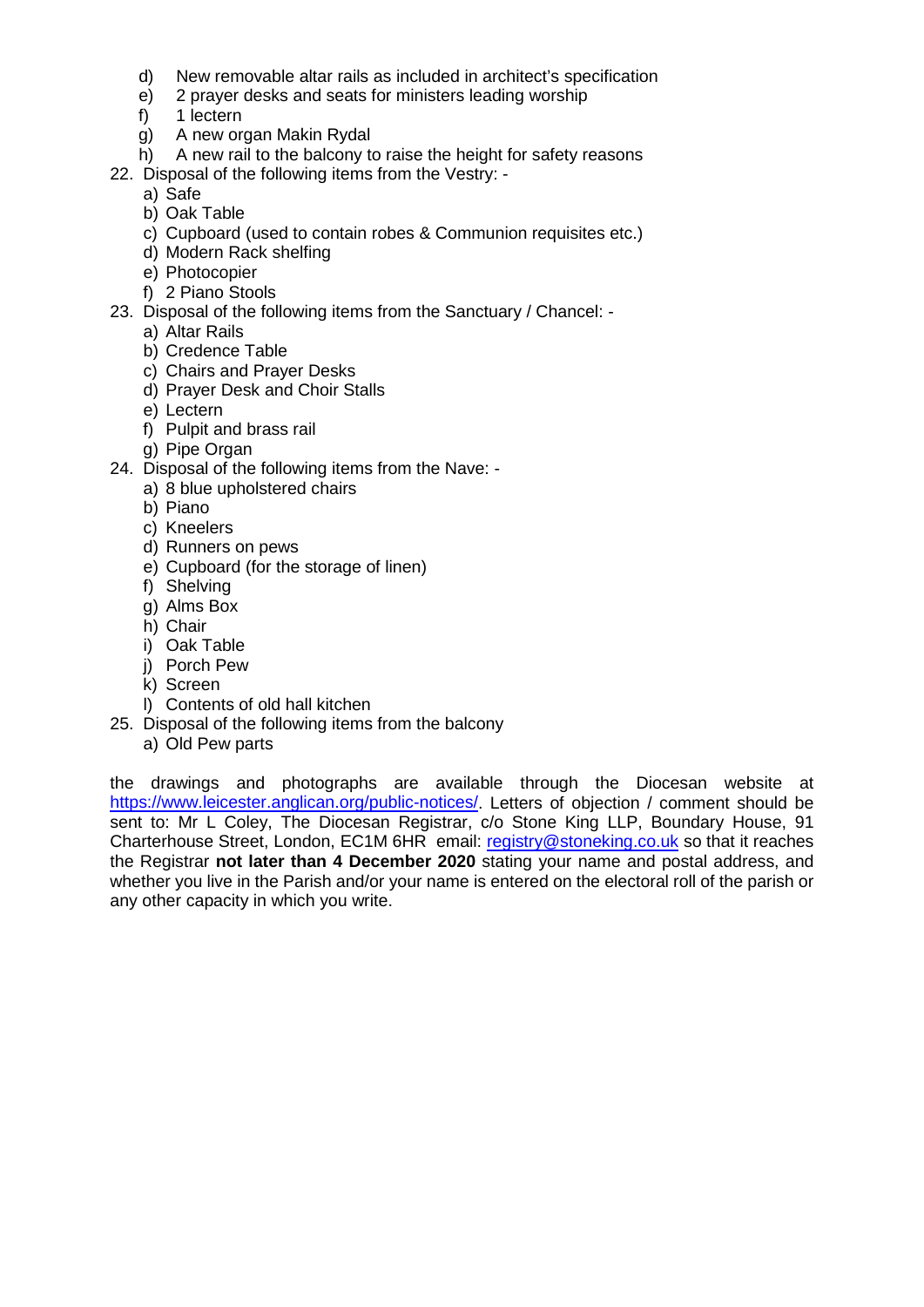d) New removable altar rails as included in architect's specification
   e) 2 prayer desks and seats for ministers leading worship
   f) 1 lectern
   g) A new organ Makin Rydal
   h) A new rail to the balcony to raise the height for safety reasons

22. Disposal of the following items from the Vestry: -
    a) Safe
    b) Oak Table
    c) Cupboard (used to contain robes & Communion requisites etc.)
    d) Modern Rack shelfing
    e) Photocopier
    f) 2 Piano Stools
23. Disposal of the following items from the Sanctuary / Chancel: -
    a) Altar Rails
    b) Credence Table
    c) Chairs and Prayer Desks
    d) Prayer Desk and Choir Stalls
    e) Lectern
    f) Pulpit and brass rail
    g) Pipe Organ
24. Disposal of the following items from the Nave: -
    a) 8 blue upholstered chairs
    b) Piano
    c) Kneelers
    d) Runners on pews
    e) Cupboard (for the storage of linen)
    f) Shelving
    g) Alms Box
    h) Chair
    i) Oak Table
    j) Porch Pew
    k) Screen
    l) Contents of old hall kitchen
25. Disposal of the following items from the balcony
    a) Old Pew parts

the drawings and photographs are available through the Diocesan website at [https://www.leicester.anglican.org/public-notices/](https://www.leicester.anglican.org/public-notices/). Letters of objection / comment should be sent to: Mr L Coley, The Diocesan Registrar, c/o Stone King LLP, Boundary House, 91 Charterhouse Street, London, EC1M 6HR email: [registry@stoneking.co.uk](mailto:registry@stoneking.co.uk) so that it reaches the Registrar **not later than 4 December 2020** stating your name and postal address, and whether you live in the Parish and/or your name is entered on the electoral roll of the parish or any other capacity in which you write.